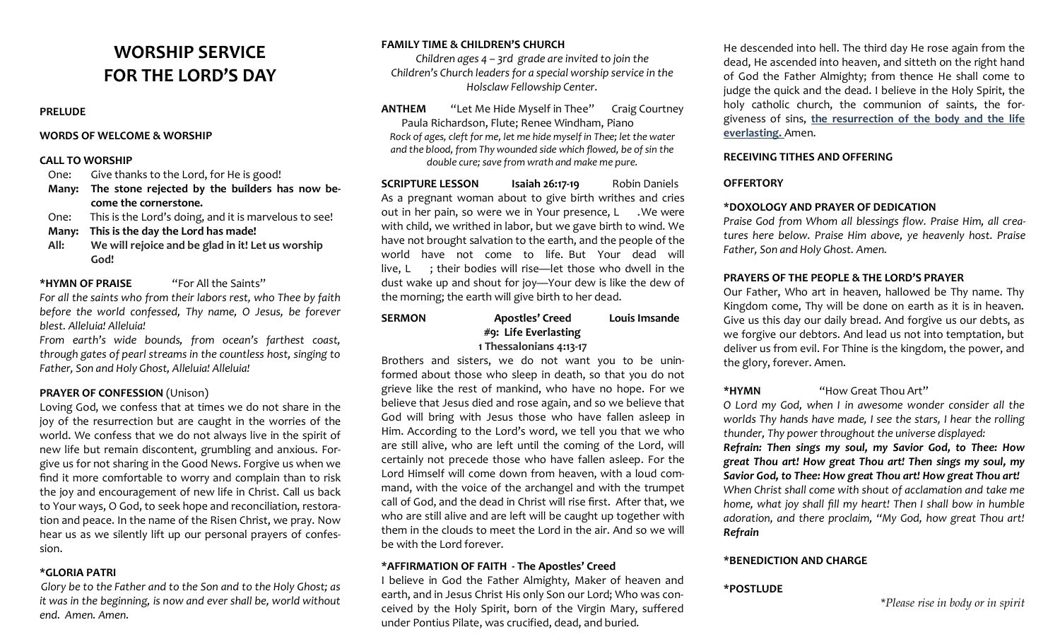# WORSHIP SERVICE FOR THE LORD'S DAY

**PRELUDE**

**WORDS OF WELCOME & WORSHIP**

**CALL TO WORSHIP**

One: Give thanks to the Lord, for He is good!
**Many: The stone rejected by the builders has now become the cornerstone.**
One: This is the Lord's doing, and it is marvelous to see!
**Many: This is the day the Lord has made!**
**All: We will rejoice and be glad in it! Let us worship God!**

**\*HYMN OF PRAISE** "For All the Saints"

*For all the saints who from their labors rest, who Thee by faith before the world confessed, Thy name, O Jesus, be forever blest. Alleluia! Alleluia!*

*From earth's wide bounds, from ocean's farthest coast, through gates of pearl streams in the countless host, singing to Father, Son and Holy Ghost, Alleluia! Alleluia!*

**PRAYER OF CONFESSION** (Unison)

Loving God, we confess that at times we do not share in the joy of the resurrection but are caught in the worries of the world. We confess that we do not always live in the spirit of new life but remain discontent, grumbling and anxious. Forgive us for not sharing in the Good News. Forgive us when we find it more comfortable to worry and complain than to risk the joy and encouragement of new life in Christ. Call us back to Your ways, O God, to seek hope and reconciliation, restoration and peace. In the name of the Risen Christ, we pray. Now hear us as we silently lift up our personal prayers of confession.

**\*GLORIA PATRI**

*Glory be to the Father and to the Son and to the Holy Ghost; as it was in the beginning, is now and ever shall be, world without end. Amen. Amen.*

**FAMILY TIME & CHILDREN'S CHURCH**

*Children ages 4 – 3rd grade are invited to join the Children's Church leaders for a special worship service in the Holsclaw Fellowship Center.*

**ANTHEM** "Let Me Hide Myself in Thee" Craig Courtney
Paula Richardson, Flute; Renee Windham, Piano

*Rock of ages, cleft for me, let me hide myself in Thee; let the water and the blood, from Thy wounded side which flowed, be of sin the double cure; save from wrath and make me pure.*

**SCRIPTURE LESSON** **Isaiah 26:17-19** Robin Daniels

As a pregnant woman about to give birth writhes and cries out in her pain, so were we in Your presence, L .We were with child, we writhed in labor, but we gave birth to wind. We have not brought salvation to the earth, and the people of the world have not come to life. But Your dead will live, L ; their bodies will rise—let those who dwell in the dust wake up and shout for joy—Your dew is like the dew of the morning; the earth will give birth to her dead.

**SERMON** **Apostles' Creed** **Louis Imsande**
**#9: Life Everlasting**
**1 Thessalonians 4:13-17**

Brothers and sisters, we do not want you to be uninformed about those who sleep in death, so that you do not grieve like the rest of mankind, who have no hope. For we believe that Jesus died and rose again, and so we believe that God will bring with Jesus those who have fallen asleep in Him. According to the Lord's word, we tell you that we who are still alive, who are left until the coming of the Lord, will certainly not precede those who have fallen asleep. For the Lord Himself will come down from heaven, with a loud command, with the voice of the archangel and with the trumpet call of God, and the dead in Christ will rise first. After that, we who are still alive and are left will be caught up together with them in the clouds to meet the Lord in the air. And so we will be with the Lord forever.

**\*AFFIRMATION OF FAITH - The Apostles' Creed**

I believe in God the Father Almighty, Maker of heaven and earth, and in Jesus Christ His only Son our Lord; Who was conceived by the Holy Spirit, born of the Virgin Mary, suffered under Pontius Pilate, was crucified, dead, and buried. He descended into hell. The third day He rose again from the dead, He ascended into heaven, and sitteth on the right hand of God the Father Almighty; from thence He shall come to judge the quick and the dead. I believe in the Holy Spirit, the holy catholic church, the communion of saints, the forgiveness of sins, **the resurrection of the body and the life everlasting.** Amen.

**RECEIVING TITHES AND OFFERING**

**OFFERTORY**

**\*DOXOLOGY AND PRAYER OF DEDICATION**

*Praise God from Whom all blessings flow. Praise Him, all creatures here below. Praise Him above, ye heavenly host. Praise Father, Son and Holy Ghost. Amen.*

**PRAYERS OF THE PEOPLE & THE LORD'S PRAYER**

Our Father, Who art in heaven, hallowed be Thy name. Thy Kingdom come, Thy will be done on earth as it is in heaven. Give us this day our daily bread. And forgive us our debts, as we forgive our debtors. And lead us not into temptation, but deliver us from evil. For Thine is the kingdom, the power, and the glory, forever. Amen.

**\*HYMN** "How Great Thou Art"

*O Lord my God, when I in awesome wonder consider all the worlds Thy hands have made, I see the stars, I hear the rolling thunder, Thy power throughout the universe displayed:*

***Refrain: Then sings my soul, my Savior God, to Thee: How great Thou art! How great Thou art! Then sings my soul, my Savior God, to Thee: How great Thou art! How great Thou art!***

*When Christ shall come with shout of acclamation and take me home, what joy shall fill my heart! Then I shall bow in humble adoration, and there proclaim, "My God, how great Thou art!* ***Refrain***

**\*BENEDICTION AND CHARGE**

**\*POSTLUDE**

*\*Please rise in body or in spirit*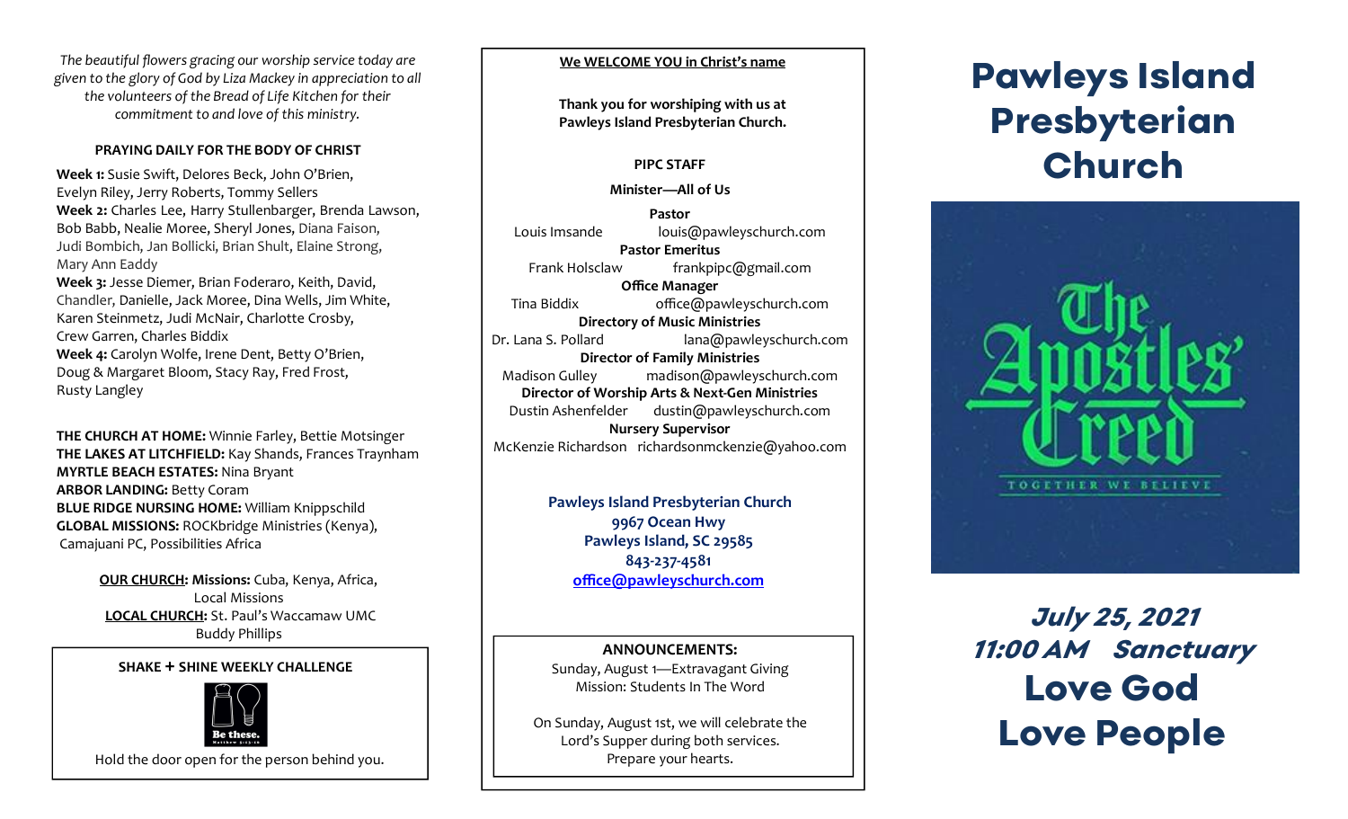*The beautiful flowers gracing our worship service today are given to the glory of God by Liza Mackey in appreciation to all the volunteers of the Bread of Life Kitchen for their commitment to and love of this ministry.*

**PRAYING DAILY FOR THE BODY OF CHRIST**

**Week 1:** Susie Swift, Delores Beck, John O'Brien, Evelyn Riley, Jerry Roberts, Tommy Sellers
**Week 2:** Charles Lee, Harry Stullenbarger, Brenda Lawson, Bob Babb, Nealie Moree, Sheryl Jones, Diana Faison, Judi Bombich, Jan Bollicki, Brian Shult, Elaine Strong, Mary Ann Eaddy
**Week 3:** Jesse Diemer, Brian Foderaro, Keith, David, Chandler, Danielle, Jack Moree, Dina Wells, Jim White, Karen Steinmetz, Judi McNair, Charlotte Crosby, Crew Garren, Charles Biddix
**Week 4:** Carolyn Wolfe, Irene Dent, Betty O'Brien, Doug & Margaret Bloom, Stacy Ray, Fred Frost, Rusty Langley

**THE CHURCH AT HOME:** Winnie Farley, Bettie Motsinger
**THE LAKES AT LITCHFIELD:** Kay Shands, Frances Traynham
**MYRTLE BEACH ESTATES:** Nina Bryant
**ARBOR LANDING:** Betty Coram
**BLUE RIDGE NURSING HOME:** William Knippschild
**GLOBAL MISSIONS:** ROCKbridge Ministries (Kenya), Camajuani PC, Possibilities Africa

**OUR CHURCH: Missions:** Cuba, Kenya, Africa, Local Missions
**LOCAL CHURCH:** St. Paul's Waccamaw UMC Buddy Phillips

**SHAKE + SHINE WEEKLY CHALLENGE**

Be these.
Matthew 5:13-16

Hold the door open for the person behind you.

**We WELCOME YOU in Christ's name**

**Thank you for worshiping with us at Pawleys Island Presbyterian Church.**

**PIPC STAFF**

**Minister—All of Us**

**Pastor**
Louis Imsande louis@pawleyschurch.com
**Pastor Emeritus**
Frank Holsclaw frankpipc@gmail.com
**Office Manager**
Tina Biddix office@pawleyschurch.com
**Directory of Music Ministries**
Dr. Lana S. Pollard lana@pawleyschurch.com
**Director of Family Ministries**
Madison Gulley madison@pawleyschurch.com
**Director of Worship Arts & Next-Gen Ministries**
Dustin Ashenfelder dustin@pawleyschurch.com
**Nursery Supervisor**
McKenzie Richardson richardsonmckenzie@yahoo.com

**Pawleys Island Presbyterian Church**
**9967 Ocean Hwy**
**Pawleys Island, SC 29585**
**843-237-4581**
**office@pawleyschurch.com**

**ANNOUNCEMENTS:**
Sunday, August 1—Extravagant Giving
Mission: Students In The Word

On Sunday, August 1st, we will celebrate the Lord's Supper during both services.
Prepare your hearts.

# Pawleys Island Presbyterian Church

The Apostles' Creed
TOGETHER WE BELIEVE

***July 25, 2021***
***11:00 AM Sanctuary***

## Love God
## Love People